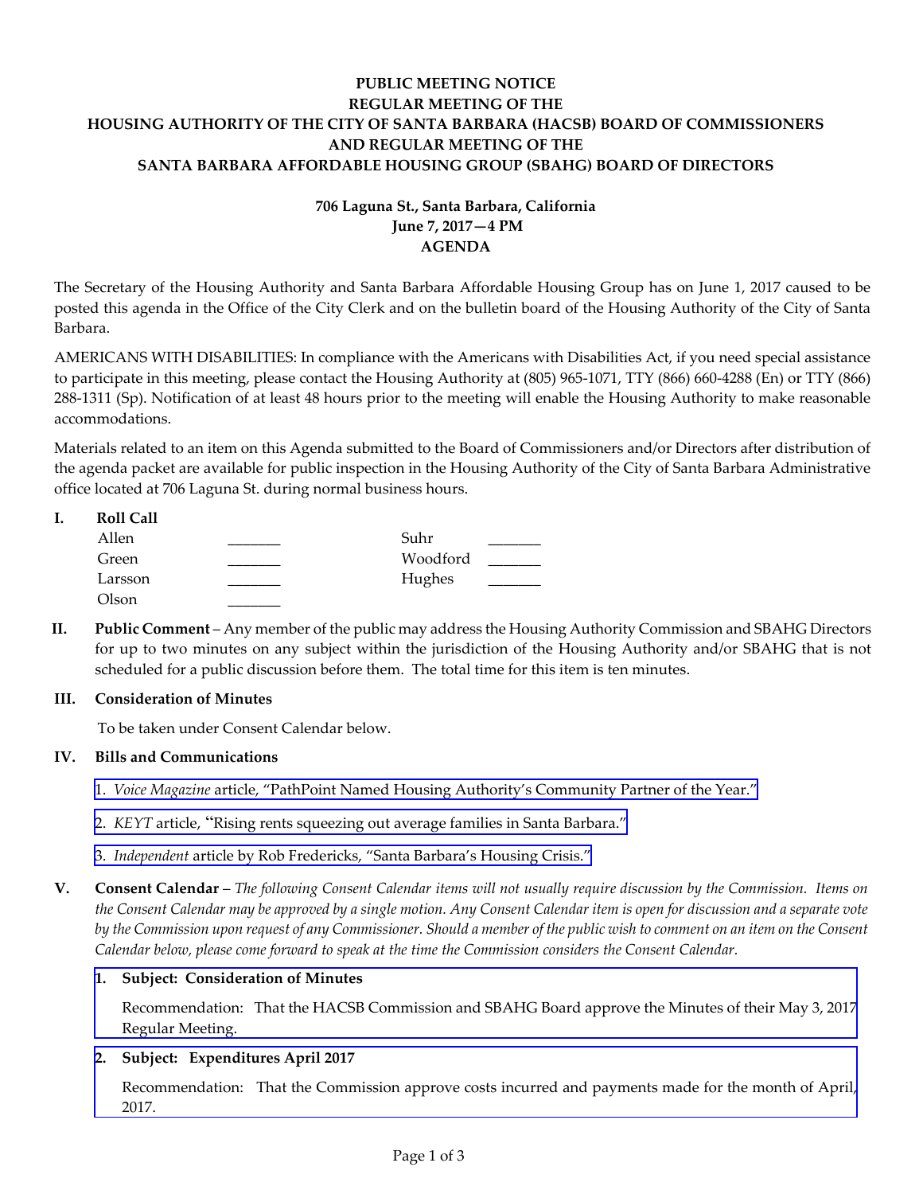**PUBLIC MEETING NOTICE**
**REGULAR MEETING OF THE**
**HOUSING AUTHORITY OF THE CITY OF SANTA BARBARA (HACSB) BOARD OF COMMISSIONERS**
**AND REGULAR MEETING OF THE**
**SANTA BARBARA AFFORDABLE HOUSING GROUP (SBAHG) BOARD OF DIRECTORS**

**706 Laguna St., Santa Barbara, California**
**June 7, 2017—4 PM**
**AGENDA**

The Secretary of the Housing Authority and Santa Barbara Affordable Housing Group has on June 1, 2017 caused to be posted this agenda in the Office of the City Clerk and on the bulletin board of the Housing Authority of the City of Santa Barbara.

AMERICANS WITH DISABILITIES: In compliance with the Americans with Disabilities Act, if you need special assistance to participate in this meeting, please contact the Housing Authority at (805) 965-1071, TTY (866) 660-4288 (En) or TTY (866) 288-1311 (Sp). Notification of at least 48 hours prior to the meeting will enable the Housing Authority to make reasonable accommodations.

Materials related to an item on this Agenda submitted to the Board of Commissioners and/or Directors after distribution of the agenda packet are available for public inspection in the Housing Authority of the City of Santa Barbara Administrative office located at 706 Laguna St. during normal business hours.

**I. Roll Call**

| | | | |
|---|---|---|---|
| Allen | _______ | Suhr | _______ |
| Green | _______ | Woodford | _______ |
| Larsson | _______ | Hughes | _______ |
| Olson | _______ | | |

**II. Public Comment** – Any member of the public may address the Housing Authority Commission and SBAHG Directors for up to two minutes on any subject within the jurisdiction of the Housing Authority and/or SBAHG that is not scheduled for a public discussion before them. The total time for this item is ten minutes.

**III. Consideration of Minutes**

To be taken under Consent Calendar below.

**IV. Bills and Communications**

1. *Voice Magazine* article, "PathPoint Named Housing Authority's Community Partner of the Year."

2. *KEYT* article, "Rising rents squeezing out average families in Santa Barbara."

3. *Independent* article by Rob Fredericks, "Santa Barbara's Housing Crisis."

**V. Consent Calendar** – *The following Consent Calendar items will not usually require discussion by the Commission. Items on the Consent Calendar may be approved by a single motion. Any Consent Calendar item is open for discussion and a separate vote by the Commission upon request of any Commissioner. Should a member of the public wish to comment on an item on the Consent Calendar below, please come forward to speak at the time the Commission considers the Consent Calendar.*

**1. Subject: Consideration of Minutes**

Recommendation: That the HACSB Commission and SBAHG Board approve the Minutes of their May 3, 2017 Regular Meeting.

**2. Subject: Expenditures April 2017**

Recommendation: That the Commission approve costs incurred and payments made for the month of April, 2017.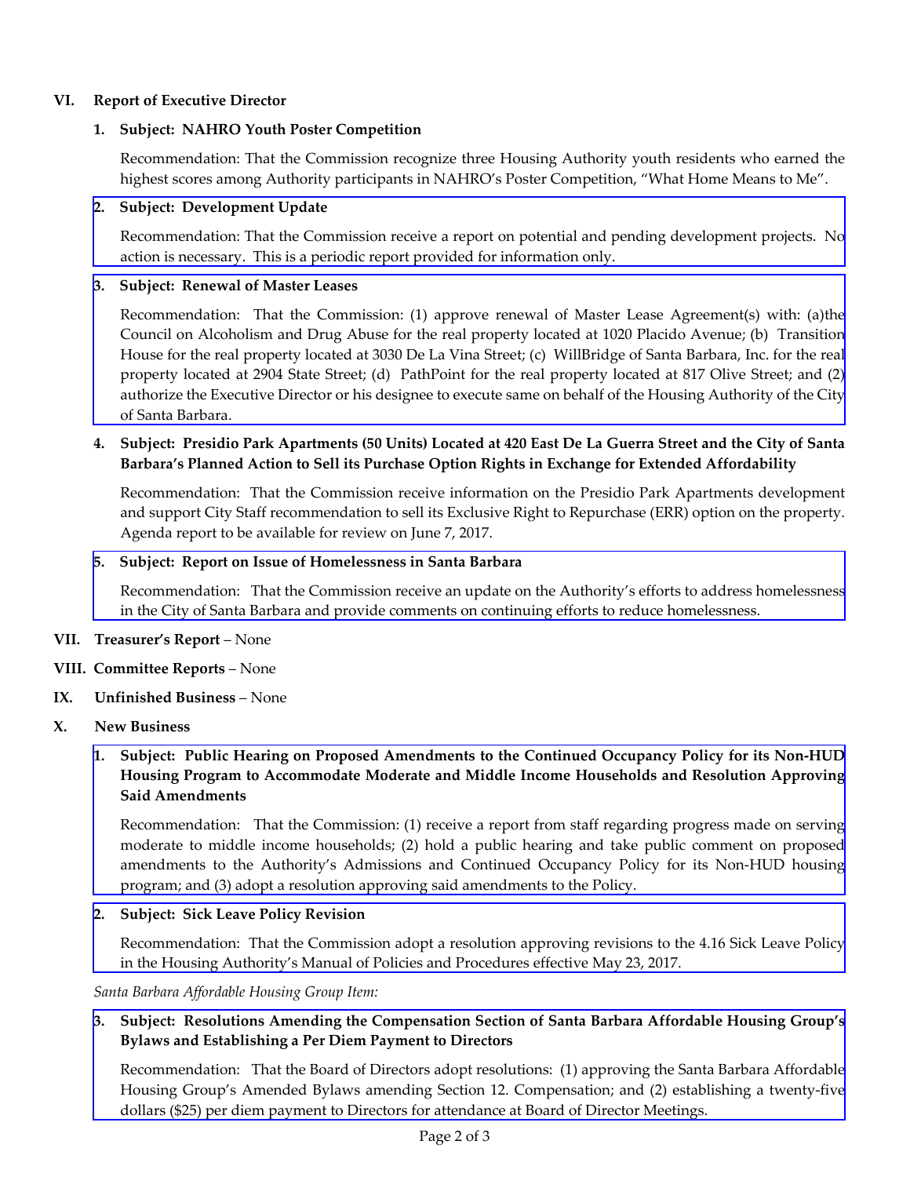## VI. Report of Executive Director

### 1. Subject: NAHRO Youth Poster Competition

Recommendation: That the Commission recognize three Housing Authority youth residents who earned the highest scores among Authority participants in NAHRO's Poster Competition, "What Home Means to Me".

### 2. Subject: Development Update

Recommendation: That the Commission receive a report on potential and pending development projects. No action is necessary. This is a periodic report provided for information only.

### 3. Subject: Renewal of Master Leases

Recommendation: That the Commission: (1) approve renewal of Master Lease Agreement(s) with: (a)the Council on Alcoholism and Drug Abuse for the real property located at 1020 Placido Avenue; (b) Transition House for the real property located at 3030 De La Vina Street; (c) WillBridge of Santa Barbara, Inc. for the real property located at 2904 State Street; (d) PathPoint for the real property located at 817 Olive Street; and (2) authorize the Executive Director or his designee to execute same on behalf of the Housing Authority of the City of Santa Barbara.

### 4. Subject: Presidio Park Apartments (50 Units) Located at 420 East De La Guerra Street and the City of Santa Barbara's Planned Action to Sell its Purchase Option Rights in Exchange for Extended Affordability

Recommendation: That the Commission receive information on the Presidio Park Apartments development and support City Staff recommendation to sell its Exclusive Right to Repurchase (ERR) option on the property. Agenda report to be available for review on June 7, 2017.

### 5. Subject: Report on Issue of Homelessness in Santa Barbara

Recommendation: That the Commission receive an update on the Authority's efforts to address homelessness in the City of Santa Barbara and provide comments on continuing efforts to reduce homelessness.

## VII. Treasurer's Report – None

## VIII. Committee Reports – None

## IX. Unfinished Business – None

## X. New Business

### 1. Subject: Public Hearing on Proposed Amendments to the Continued Occupancy Policy for its Non-HUD Housing Program to Accommodate Moderate and Middle Income Households and Resolution Approving Said Amendments

Recommendation: That the Commission: (1) receive a report from staff regarding progress made on serving moderate to middle income households; (2) hold a public hearing and take public comment on proposed amendments to the Authority's Admissions and Continued Occupancy Policy for its Non-HUD housing program; and (3) adopt a resolution approving said amendments to the Policy.

### 2. Subject: Sick Leave Policy Revision

Recommendation: That the Commission adopt a resolution approving revisions to the 4.16 Sick Leave Policy in the Housing Authority's Manual of Policies and Procedures effective May 23, 2017.

*Santa Barbara Affordable Housing Group Item:*

### 3. Subject: Resolutions Amending the Compensation Section of Santa Barbara Affordable Housing Group's Bylaws and Establishing a Per Diem Payment to Directors

Recommendation: That the Board of Directors adopt resolutions: (1) approving the Santa Barbara Affordable Housing Group's Amended Bylaws amending Section 12. Compensation; and (2) establishing a twenty-five dollars ($25) per diem payment to Directors for attendance at Board of Director Meetings.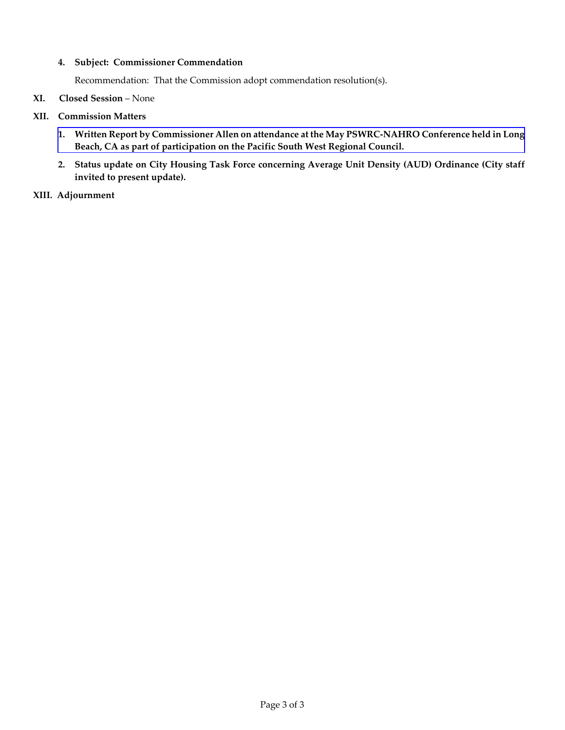4. **Subject: Commissioner Commendation**

   Recommendation: That the Commission adopt commendation resolution(s).

**XI. Closed Session** – None

**XII. Commission Matters**

1. **Written Report by Commissioner Allen on attendance at the May PSWRC-NAHRO Conference held in Long Beach, CA as part of participation on the Pacific South West Regional Council.**
2. **Status update on City Housing Task Force concerning Average Unit Density (AUD) Ordinance (City staff invited to present update).**

**XIII. Adjournment**